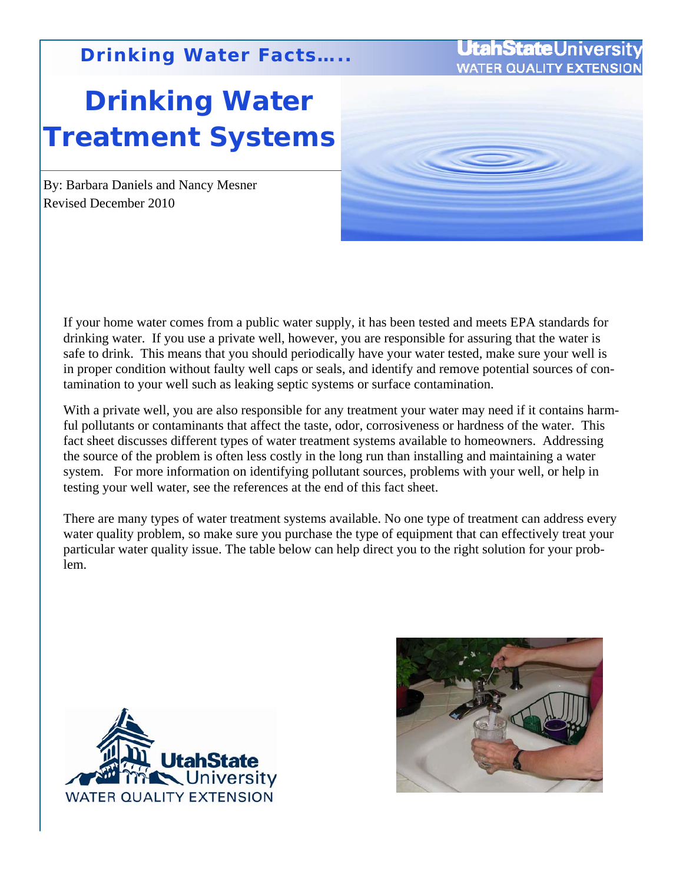Drinking Water Facts…..

Utah State University WATER QUALITY EXTENSION

# Drinking Water Treatment Systems

By: Barbara Daniels and Nancy Mesner
Revised December 2010

If your home water comes from a public water supply, it has been tested and meets EPA standards for drinking water. If you use a private well, however, you are responsible for assuring that the water is safe to drink. This means that you should periodically have your water tested, make sure your well is in proper condition without faulty well caps or seals, and identify and remove potential sources of contamination to your well such as leaking septic systems or surface contamination.

With a private well, you are also responsible for any treatment your water may need if it contains harmful pollutants or contaminants that affect the taste, odor, corrosiveness or hardness of the water. This fact sheet discusses different types of water treatment systems available to homeowners. Addressing the source of the problem is often less costly in the long run than installing and maintaining a water system. For more information on identifying pollutant sources, problems with your well, or help in testing your well water, see the references at the end of this fact sheet.

There are many types of water treatment systems available. No one type of treatment can address every water quality problem, so make sure you purchase the type of equipment that can effectively treat your particular water quality issue. The table below can help direct you to the right solution for your problem.

Utah State University WATER QUALITY EXTENSION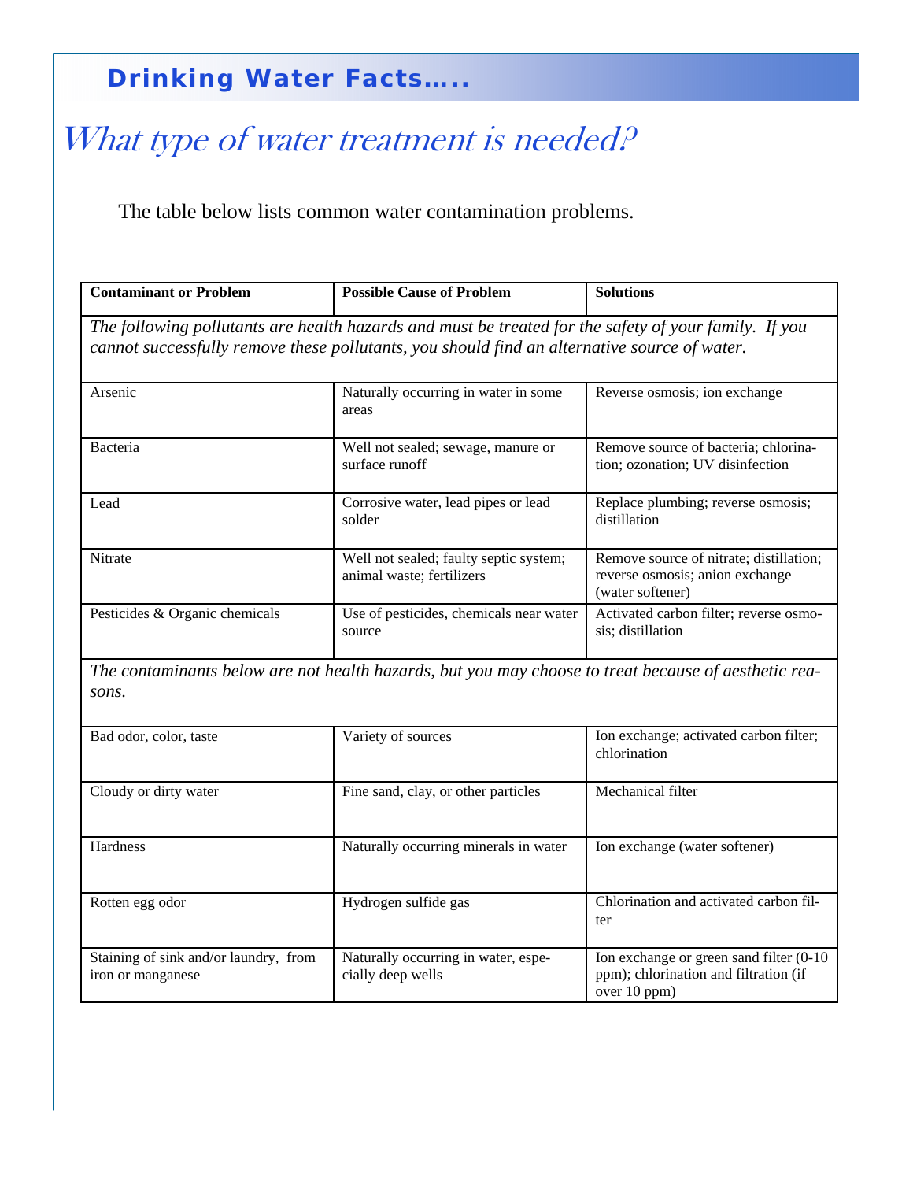## Drinking Water Facts…..

# *What type of water treatment is needed?*

The table below lists common water contamination problems.

| Contaminant or Problem | Possible Cause of Problem | Solutions |
|---|---|---|
| *The following pollutants are health hazards and must be treated for the safety of your family. If you cannot successfully remove these pollutants, you should find an alternative source of water.* | | |
| Arsenic | Naturally occurring in water in some areas | Reverse osmosis; ion exchange |
| Bacteria | Well not sealed; sewage, manure or surface runoff | Remove source of bacteria; chlorination; ozonation; UV disinfection |
| Lead | Corrosive water, lead pipes or lead solder | Replace plumbing; reverse osmosis; distillation |
| Nitrate | Well not sealed; faulty septic system; animal waste; fertilizers | Remove source of nitrate; distillation; reverse osmosis; anion exchange (water softener) |
| Pesticides & Organic chemicals | Use of pesticides, chemicals near water source | Activated carbon filter; reverse osmosis; distillation |
| *The contaminants below are not health hazards, but you may choose to treat because of aesthetic reasons.* | | |
| Bad odor, color, taste | Variety of sources | Ion exchange; activated carbon filter; chlorination |
| Cloudy or dirty water | Fine sand, clay, or other particles | Mechanical filter |
| Hardness | Naturally occurring minerals in water | Ion exchange (water softener) |
| Rotten egg odor | Hydrogen sulfide gas | Chlorination and activated carbon filter |
| Staining of sink and/or laundry, from iron or manganese | Naturally occurring in water, especially deep wells | Ion exchange or green sand filter (0-10 ppm); chlorination and filtration (if over 10 ppm) |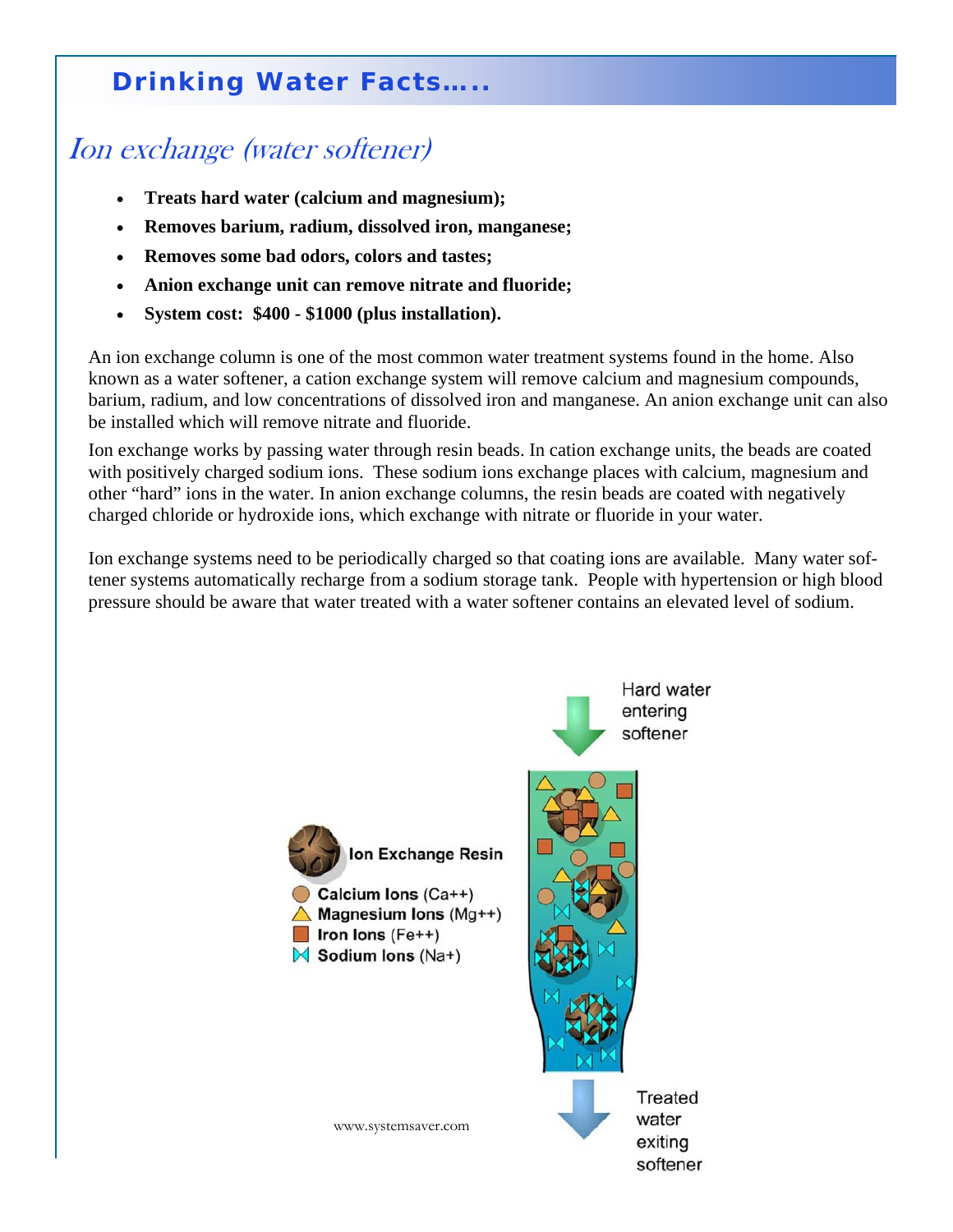## Drinking Water Facts…..

# *Ion exchange (water softener)*

- **Treats hard water (calcium and magnesium);**
- **Removes barium, radium, dissolved iron, manganese;**
- **Removes some bad odors, colors and tastes;**
- **Anion exchange unit can remove nitrate and fluoride;**
- **System cost: $400 - $1000 (plus installation).**

An ion exchange column is one of the most common water treatment systems found in the home. Also known as a water softener, a cation exchange system will remove calcium and magnesium compounds, barium, radium, and low concentrations of dissolved iron and manganese. An anion exchange unit can also be installed which will remove nitrate and fluoride.

Ion exchange works by passing water through resin beads. In cation exchange units, the beads are coated with positively charged sodium ions. These sodium ions exchange places with calcium, magnesium and other "hard" ions in the water. In anion exchange columns, the resin beads are coated with negatively charged chloride or hydroxide ions, which exchange with nitrate or fluoride in your water.

Ion exchange systems need to be periodically charged so that coating ions are available. Many water softener systems automatically recharge from a sodium storage tank. People with hypertension or high blood pressure should be aware that water treated with a water softener contains an elevated level of sodium.

Hard water entering softener

Ion Exchange Resin
- Calcium Ions ($Ca^{++}$)
- Magnesium Ions ($Mg^{++}$)
- Iron Ions ($Fe^{++}$)
- Sodium Ions ($Na^{+}$)

Treated water exiting softener

www.systemsaver.com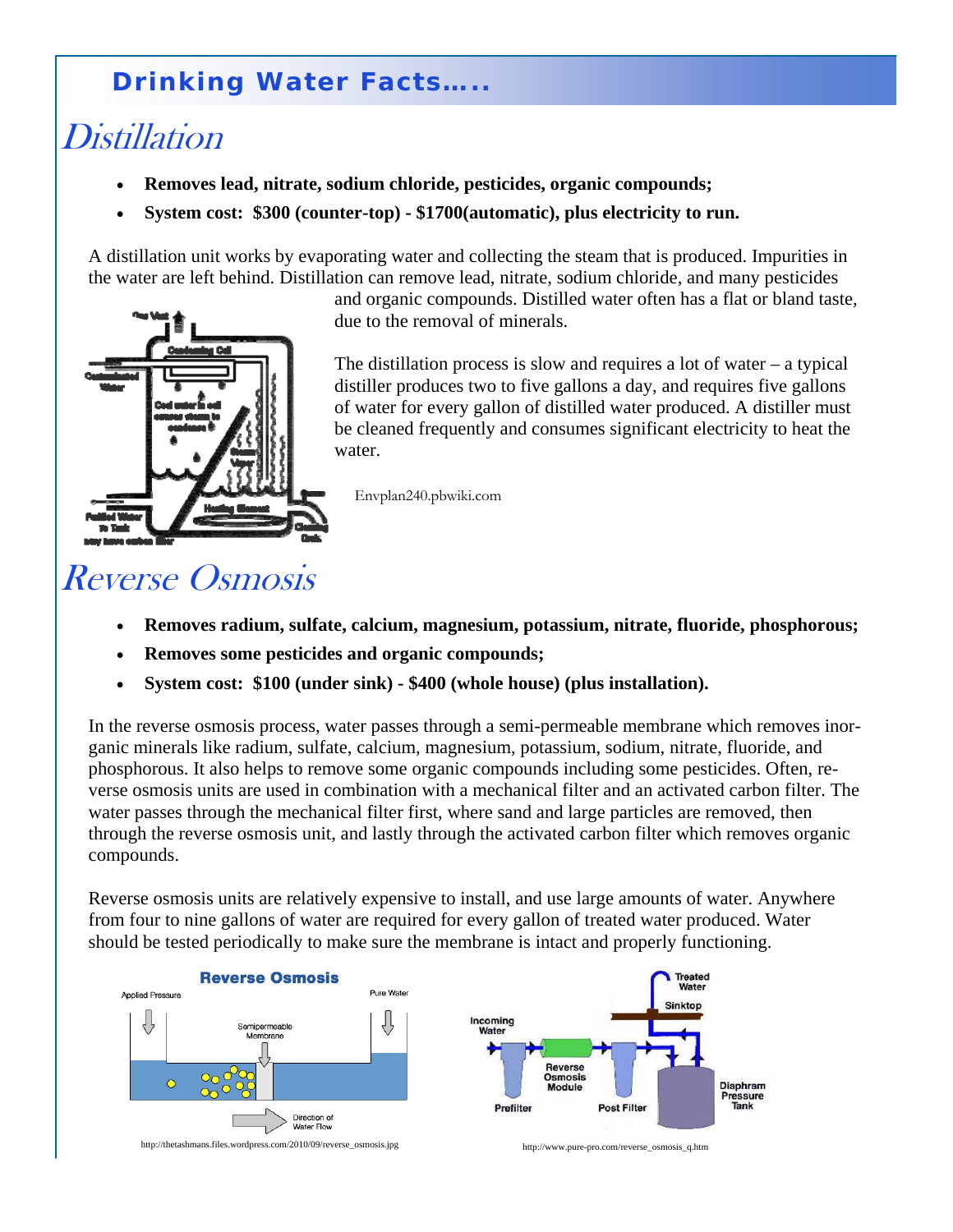## Drinking Water Facts…..

# *Distillation*

- **Removes lead, nitrate, sodium chloride, pesticides, organic compounds;**
- **System cost: $300 (counter-top) - $1700(automatic), plus electricity to run.**

A distillation unit works by evaporating water and collecting the steam that is produced. Impurities in the water are left behind. Distillation can remove lead, nitrate, sodium chloride, and many pesticides and organic compounds. Distilled water often has a flat or bland taste, due to the removal of minerals.

The distillation process is slow and requires a lot of water – a typical distiller produces two to five gallons a day, and requires five gallons of water for every gallon of distilled water produced. A distiller must be cleaned frequently and consumes significant electricity to heat the water.

Envplan240.pbwiki.com

# *Reverse Osmosis*

- **Removes radium, sulfate, calcium, magnesium, potassium, nitrate, fluoride, phosphorous;**
- **Removes some pesticides and organic compounds;**
- **System cost: $100 (under sink) - $400 (whole house) (plus installation).**

In the reverse osmosis process, water passes through a semi-permeable membrane which removes inorganic minerals like radium, sulfate, calcium, magnesium, potassium, sodium, nitrate, fluoride, and phosphorous. It also helps to remove some organic compounds including some pesticides. Often, reverse osmosis units are used in combination with a mechanical filter and an activated carbon filter. The water passes through the mechanical filter first, where sand and large particles are removed, then through the reverse osmosis unit, and lastly through the activated carbon filter which removes organic compounds.

Reverse osmosis units are relatively expensive to install, and use large amounts of water. Anywhere from four to nine gallons of water are required for every gallon of treated water produced. Water should be tested periodically to make sure the membrane is intact and properly functioning.

http://thetashmans.files.wordpress.com/2010/09/reverse_osmosis.jpg

http://www.pure-pro.com/reverse_osmosis_q.htm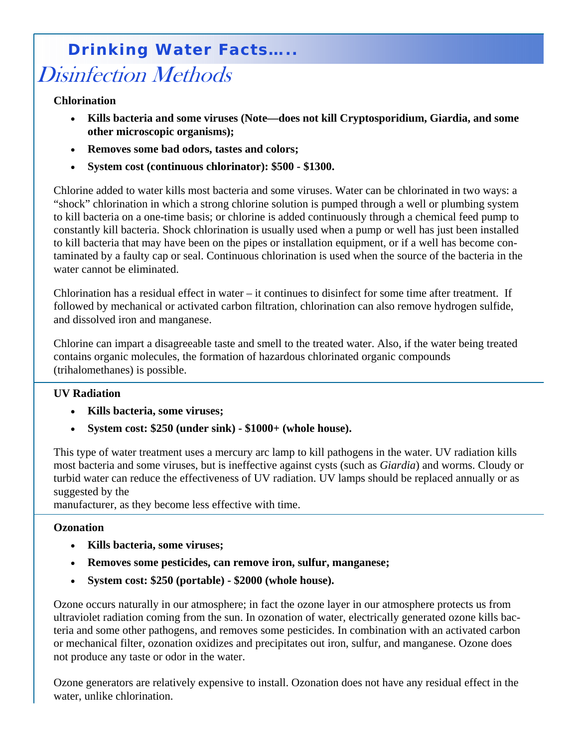# Drinking Water Facts…..

## Disinfection Methods

### Chlorination

- **Kills bacteria and some viruses (Note—does not kill Cryptosporidium, Giardia, and some other microscopic organisms);**
- **Removes some bad odors, tastes and colors;**
- **System cost (continuous chlorinator): $500 - $1300.**

Chlorine added to water kills most bacteria and some viruses. Water can be chlorinated in two ways: a "shock" chlorination in which a strong chlorine solution is pumped through a well or plumbing system to kill bacteria on a one-time basis; or chlorine is added continuously through a chemical feed pump to constantly kill bacteria. Shock chlorination is usually used when a pump or well has just been installed to kill bacteria that may have been on the pipes or installation equipment, or if a well has become contaminated by a faulty cap or seal. Continuous chlorination is used when the source of the bacteria in the water cannot be eliminated.

Chlorination has a residual effect in water – it continues to disinfect for some time after treatment. If followed by mechanical or activated carbon filtration, chlorination can also remove hydrogen sulfide, and dissolved iron and manganese.

Chlorine can impart a disagreeable taste and smell to the treated water. Also, if the water being treated contains organic molecules, the formation of hazardous chlorinated organic compounds (trihalomethanes) is possible.

### UV Radiation

- **Kills bacteria, some viruses;**
- **System cost: $250 (under sink) - $1000+ (whole house).**

This type of water treatment uses a mercury arc lamp to kill pathogens in the water. UV radiation kills most bacteria and some viruses, but is ineffective against cysts (such as *Giardia*) and worms. Cloudy or turbid water can reduce the effectiveness of UV radiation. UV lamps should be replaced annually or as suggested by the manufacturer, as they become less effective with time.

### Ozonation

- **Kills bacteria, some viruses;**
- **Removes some pesticides, can remove iron, sulfur, manganese;**
- **System cost: $250 (portable) - $2000 (whole house).**

Ozone occurs naturally in our atmosphere; in fact the ozone layer in our atmosphere protects us from ultraviolet radiation coming from the sun. In ozonation of water, electrically generated ozone kills bacteria and some other pathogens, and removes some pesticides. In combination with an activated carbon or mechanical filter, ozonation oxidizes and precipitates out iron, sulfur, and manganese. Ozone does not produce any taste or odor in the water.

Ozone generators are relatively expensive to install. Ozonation does not have any residual effect in the water, unlike chlorination.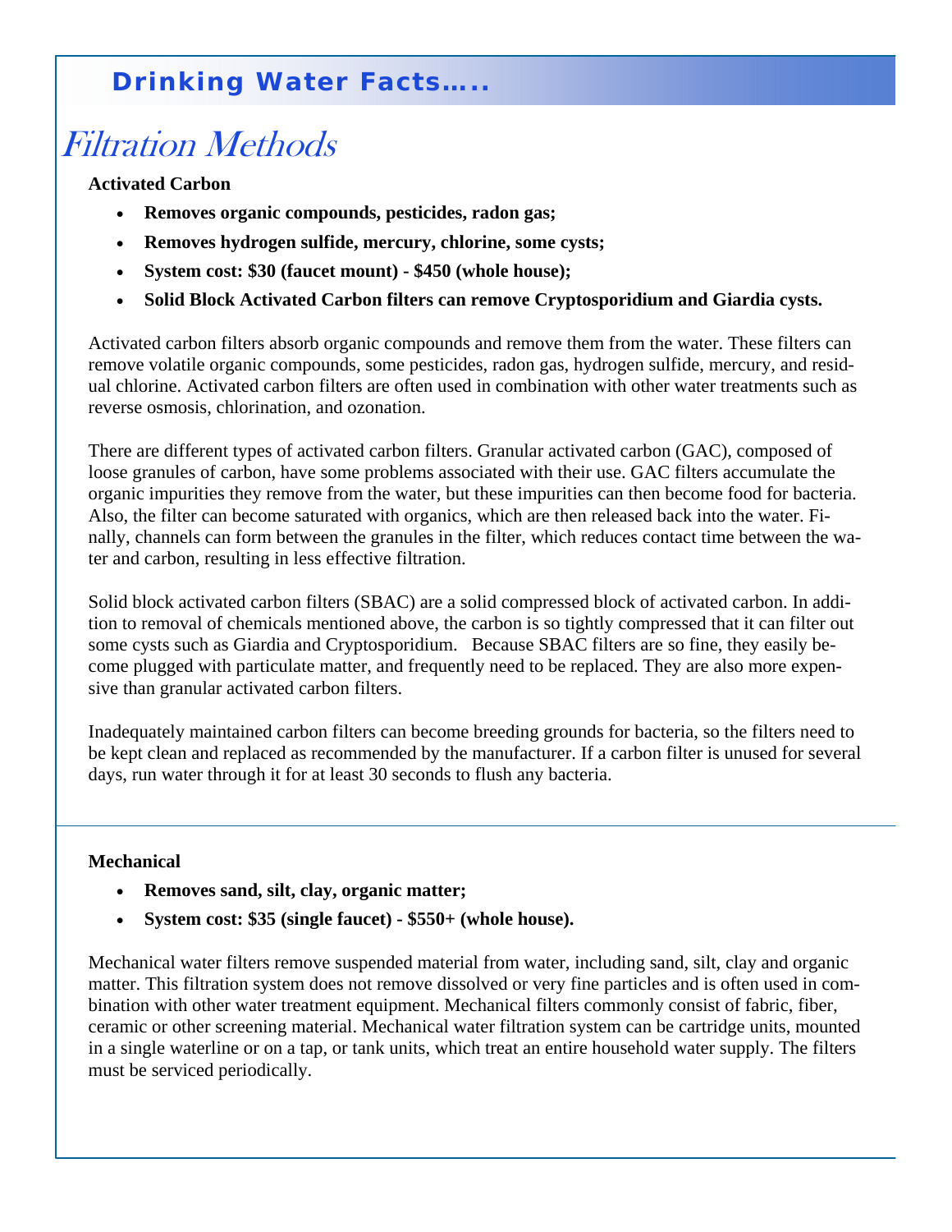## Drinking Water Facts…..

# *Filtration Methods*

**Activated Carbon**

- **Removes organic compounds, pesticides, radon gas;**
- **Removes hydrogen sulfide, mercury, chlorine, some cysts;**
- **System cost: $30 (faucet mount) - $450 (whole house);**
- **Solid Block Activated Carbon filters can remove Cryptosporidium and Giardia cysts.**

Activated carbon filters absorb organic compounds and remove them from the water. These filters can remove volatile organic compounds, some pesticides, radon gas, hydrogen sulfide, mercury, and residual chlorine. Activated carbon filters are often used in combination with other water treatments such as reverse osmosis, chlorination, and ozonation.

There are different types of activated carbon filters. Granular activated carbon (GAC), composed of loose granules of carbon, have some problems associated with their use. GAC filters accumulate the organic impurities they remove from the water, but these impurities can then become food for bacteria. Also, the filter can become saturated with organics, which are then released back into the water. Finally, channels can form between the granules in the filter, which reduces contact time between the water and carbon, resulting in less effective filtration.

Solid block activated carbon filters (SBAC) are a solid compressed block of activated carbon. In addition to removal of chemicals mentioned above, the carbon is so tightly compressed that it can filter out some cysts such as Giardia and Cryptosporidium. Because SBAC filters are so fine, they easily become plugged with particulate matter, and frequently need to be replaced. They are also more expensive than granular activated carbon filters.

Inadequately maintained carbon filters can become breeding grounds for bacteria, so the filters need to be kept clean and replaced as recommended by the manufacturer. If a carbon filter is unused for several days, run water through it for at least 30 seconds to flush any bacteria.

**Mechanical**

- **Removes sand, silt, clay, organic matter;**
- **System cost: $35 (single faucet) - $550+ (whole house).**

Mechanical water filters remove suspended material from water, including sand, silt, clay and organic matter. This filtration system does not remove dissolved or very fine particles and is often used in combination with other water treatment equipment. Mechanical filters commonly consist of fabric, fiber, ceramic or other screening material. Mechanical water filtration system can be cartridge units, mounted in a single waterline or on a tap, or tank units, which treat an entire household water supply. The filters must be serviced periodically.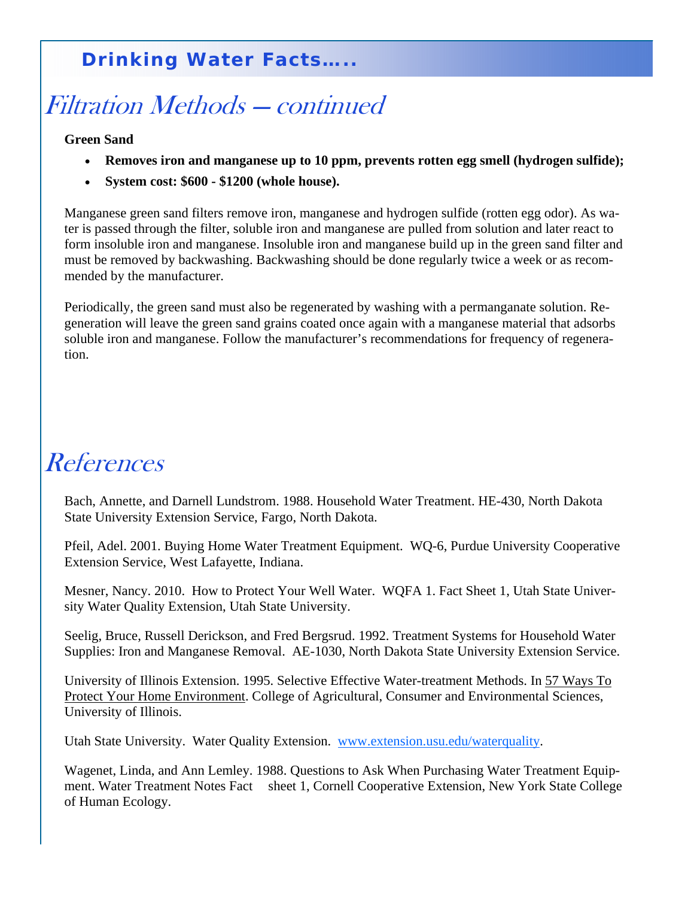## Filtration Methods — continued

**Green Sand**

- **Removes iron and manganese up to 10 ppm, prevents rotten egg smell (hydrogen sulfide);**
- **System cost: $600 - $1200 (whole house).**

Manganese green sand filters remove iron, manganese and hydrogen sulfide (rotten egg odor). As water is passed through the filter, soluble iron and manganese are pulled from solution and later react to form insoluble iron and manganese. Insoluble iron and manganese build up in the green sand filter and must be removed by backwashing. Backwashing should be done regularly twice a week or as recommended by the manufacturer.

Periodically, the green sand must also be regenerated by washing with a permanganate solution. Regeneration will leave the green sand grains coated once again with a manganese material that adsorbs soluble iron and manganese. Follow the manufacturer's recommendations for frequency of regeneration.

## References

Bach, Annette, and Darnell Lundstrom. 1988. Household Water Treatment. HE-430, North Dakota State University Extension Service, Fargo, North Dakota.

Pfeil, Adel. 2001. Buying Home Water Treatment Equipment. WQ-6, Purdue University Cooperative Extension Service, West Lafayette, Indiana.

Mesner, Nancy. 2010. How to Protect Your Well Water. WQFA 1. Fact Sheet 1, Utah State University Water Quality Extension, Utah State University.

Seelig, Bruce, Russell Derickson, and Fred Bergsrud. 1992. Treatment Systems for Household Water Supplies: Iron and Manganese Removal. AE-1030, North Dakota State University Extension Service.

University of Illinois Extension. 1995. Selective Effective Water-treatment Methods. In 57 Ways To Protect Your Home Environment. College of Agricultural, Consumer and Environmental Sciences, University of Illinois.

Utah State University. Water Quality Extension. www.extension.usu.edu/waterquality.

Wagenet, Linda, and Ann Lemley. 1988. Questions to Ask When Purchasing Water Treatment Equipment. Water Treatment Notes Fact sheet 1, Cornell Cooperative Extension, New York State College of Human Ecology.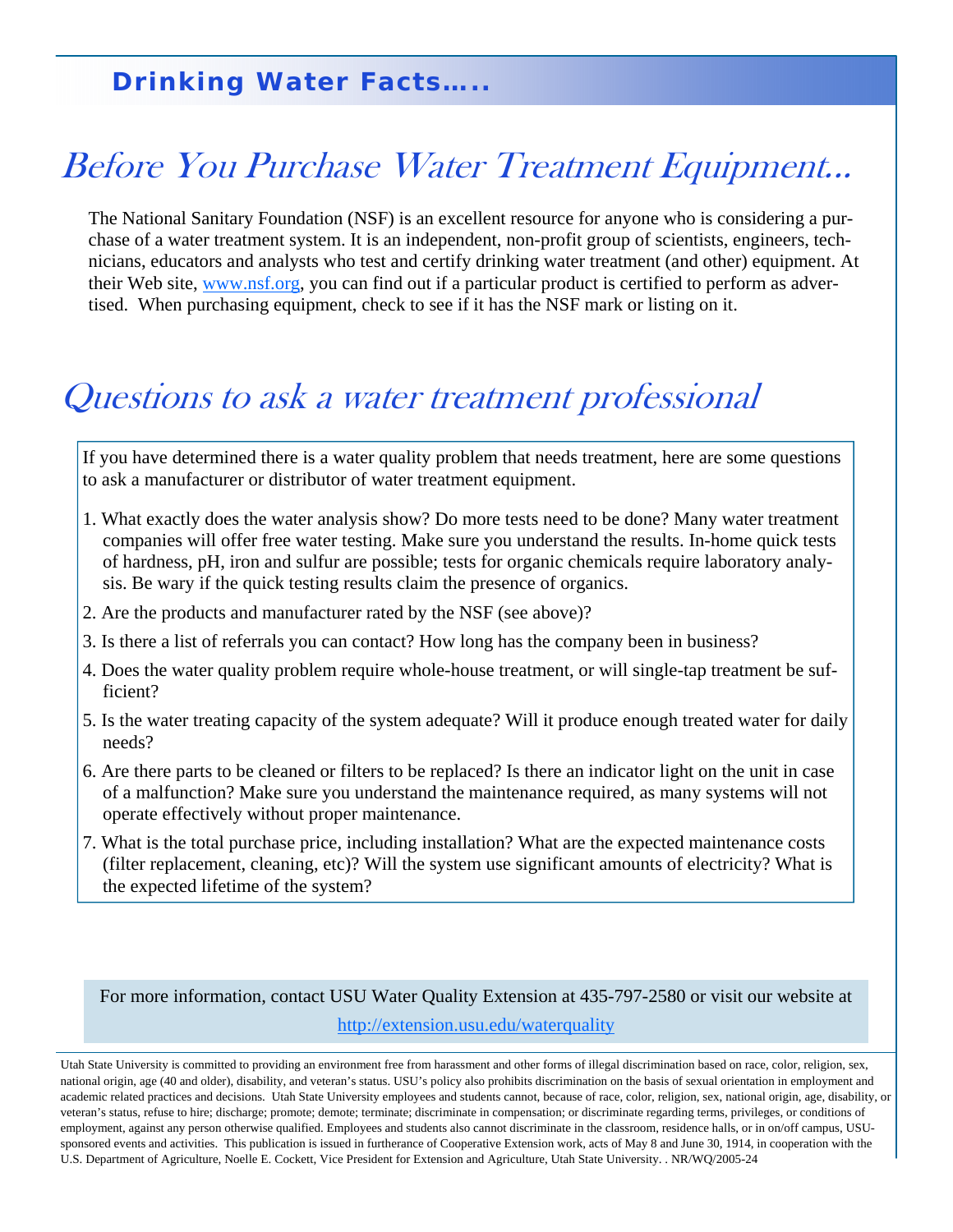**Drinking Water Facts…..**

# Before You Purchase Water Treatment Equipment...

The National Sanitary Foundation (NSF) is an excellent resource for anyone who is considering a purchase of a water treatment system. It is an independent, non-profit group of scientists, engineers, technicians, educators and analysts who test and certify drinking water treatment (and other) equipment. At their Web site, www.nsf.org, you can find out if a particular product is certified to perform as advertised. When purchasing equipment, check to see if it has the NSF mark or listing on it.

# Questions to ask a water treatment professional

If you have determined there is a water quality problem that needs treatment, here are some questions to ask a manufacturer or distributor of water treatment equipment.

1. What exactly does the water analysis show? Do more tests need to be done? Many water treatment companies will offer free water testing. Make sure you understand the results. In-home quick tests of hardness, pH, iron and sulfur are possible; tests for organic chemicals require laboratory analysis. Be wary if the quick testing results claim the presence of organics.
2. Are the products and manufacturer rated by the NSF (see above)?
3. Is there a list of referrals you can contact? How long has the company been in business?
4. Does the water quality problem require whole-house treatment, or will single-tap treatment be sufficient?
5. Is the water treating capacity of the system adequate? Will it produce enough treated water for daily needs?
6. Are there parts to be cleaned or filters to be replaced? Is there an indicator light on the unit in case of a malfunction? Make sure you understand the maintenance required, as many systems will not operate effectively without proper maintenance.
7. What is the total purchase price, including installation? What are the expected maintenance costs (filter replacement, cleaning, etc)? Will the system use significant amounts of electricity? What is the expected lifetime of the system?

For more information, contact USU Water Quality Extension at 435-797-2580 or visit our website at http://extension.usu.edu/waterquality

Utah State University is committed to providing an environment free from harassment and other forms of illegal discrimination based on race, color, religion, sex, national origin, age (40 and older), disability, and veteran's status. USU's policy also prohibits discrimination on the basis of sexual orientation in employment and academic related practices and decisions. Utah State University employees and students cannot, because of race, color, religion, sex, national origin, age, disability, or veteran's status, refuse to hire; discharge; promote; demote; terminate; discriminate in compensation; or discriminate regarding terms, privileges, or conditions of employment, against any person otherwise qualified. Employees and students also cannot discriminate in the classroom, residence halls, or in on/off campus, USU-sponsored events and activities. This publication is issued in furtherance of Cooperative Extension work, acts of May 8 and June 30, 1914, in cooperation with the U.S. Department of Agriculture, Noelle E. Cockett, Vice President for Extension and Agriculture, Utah State University. . NR/WQ/2005-24